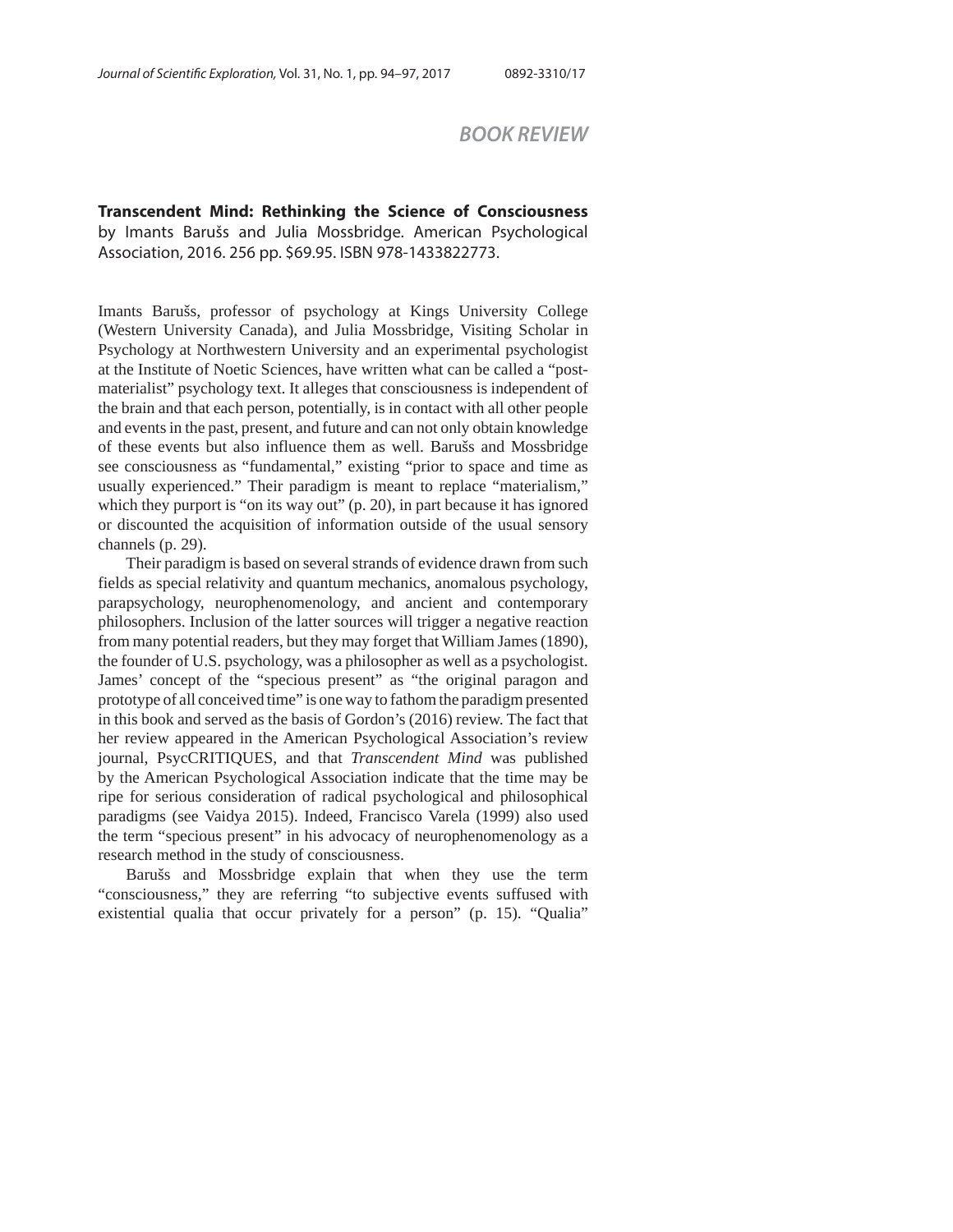## BOOK REVIEW

**Transcendent Mind: Rethinking the Science of Consciousness**
by Imants Barušs and Julia Mossbridge. American Psychological Association, 2016. 256 pp. $69.95. ISBN 978-1433822773.

Imants Barušs, professor of psychology at Kings University College (Western University Canada), and Julia Mossbridge, Visiting Scholar in Psychology at Northwestern University and an experimental psychologist at the Institute of Noetic Sciences, have written what can be called a "post-materialist" psychology text. It alleges that consciousness is independent of the brain and that each person, potentially, is in contact with all other people and events in the past, present, and future and can not only obtain knowledge of these events but also influence them as well. Barušs and Mossbridge see consciousness as "fundamental," existing "prior to space and time as usually experienced." Their paradigm is meant to replace "materialism," which they purport is "on its way out" (p. 20), in part because it has ignored or discounted the acquisition of information outside of the usual sensory channels (p. 29).

Their paradigm is based on several strands of evidence drawn from such fields as special relativity and quantum mechanics, anomalous psychology, parapsychology, neurophenomenology, and ancient and contemporary philosophers. Inclusion of the latter sources will trigger a negative reaction from many potential readers, but they may forget that William James (1890), the founder of U.S. psychology, was a philosopher as well as a psychologist. James' concept of the "specious present" as "the original paragon and prototype of all conceived time" is one way to fathom the paradigm presented in this book and served as the basis of Gordon's (2016) review. The fact that her review appeared in the American Psychological Association's review journal, PsycCRITIQUES, and that *Transcendent Mind* was published by the American Psychological Association indicate that the time may be ripe for serious consideration of radical psychological and philosophical paradigms (see Vaidya 2015). Indeed, Francisco Varela (1999) also used the term "specious present" in his advocacy of neurophenomenology as a research method in the study of consciousness.

Barušs and Mossbridge explain that when they use the term "consciousness," they are referring "to subjective events suffused with existential qualia that occur privately for a person" (p. 15). "Qualia"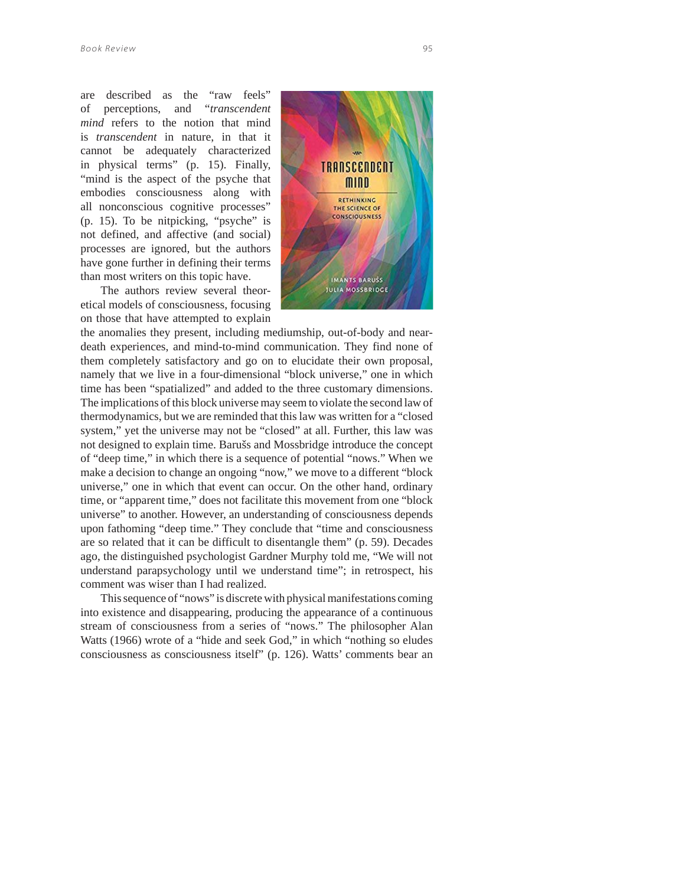are described as the "raw feels" of perceptions, and "*transcendent mind* refers to the notion that mind is *transcendent* in nature, in that it cannot be adequately characterized in physical terms" (p. 15). Finally, "mind is the aspect of the psyche that embodies consciousness along with all nonconscious cognitive processes" (p. 15). To be nitpicking, "psyche" is not defined, and affective (and social) processes are ignored, but the authors have gone further in defining their terms than most writers on this topic have.

The authors review several theoretical models of consciousness, focusing on those that have attempted to explain the anomalies they present, including mediumship, out-of-body and near-death experiences, and mind-to-mind communication. They find none of them completely satisfactory and go on to elucidate their own proposal, namely that we live in a four-dimensional "block universe," one in which time has been "spatialized" and added to the three customary dimensions. The implications of this block universe may seem to violate the second law of thermodynamics, but we are reminded that this law was written for a "closed system," yet the universe may not be "closed" at all. Further, this law was not designed to explain time. Barušs and Mossbridge introduce the concept of "deep time," in which there is a sequence of potential "nows." When we make a decision to change an ongoing "now," we move to a different "block universe," one in which that event can occur. On the other hand, ordinary time, or "apparent time," does not facilitate this movement from one "block universe" to another. However, an understanding of consciousness depends upon fathoming "deep time." They conclude that "time and consciousness are so related that it can be difficult to disentangle them" (p. 59). Decades ago, the distinguished psychologist Gardner Murphy told me, "We will not understand parapsychology until we understand time"; in retrospect, his comment was wiser than I had realized.

This sequence of "nows" is discrete with physical manifestations coming into existence and disappearing, producing the appearance of a continuous stream of consciousness from a series of "nows." The philosopher Alan Watts (1966) wrote of a "hide and seek God," in which "nothing so eludes consciousness as consciousness itself" (p. 126). Watts' comments bear an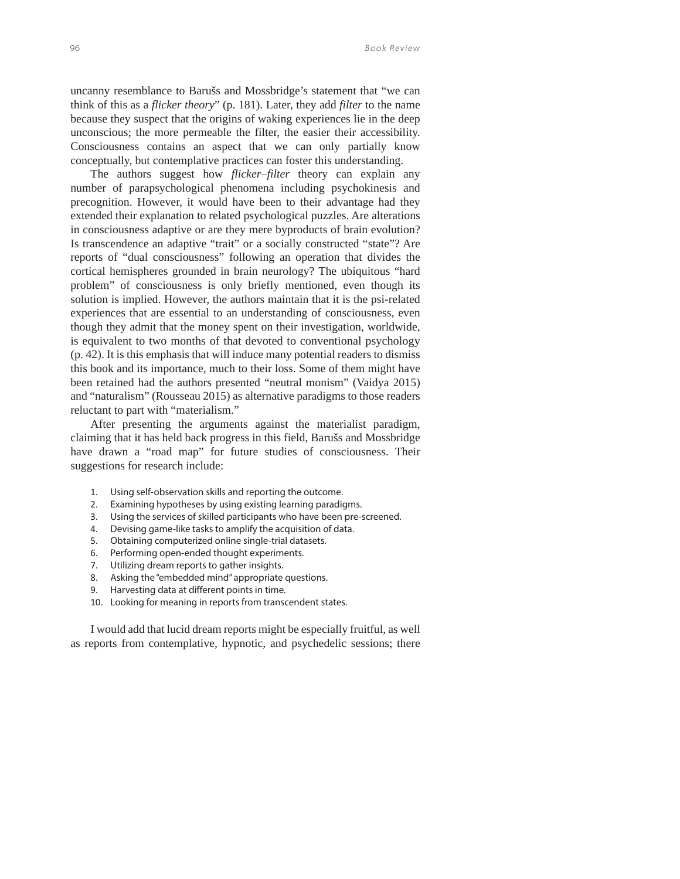uncanny resemblance to Barušs and Mossbridge's statement that "we can think of this as a *flicker theory*" (p. 181). Later, they add *filter* to the name because they suspect that the origins of waking experiences lie in the deep unconscious; the more permeable the filter, the easier their accessibility. Consciousness contains an aspect that we can only partially know conceptually, but contemplative practices can foster this understanding.

The authors suggest how *flicker–filter* theory can explain any number of parapsychological phenomena including psychokinesis and precognition. However, it would have been to their advantage had they extended their explanation to related psychological puzzles. Are alterations in consciousness adaptive or are they mere byproducts of brain evolution? Is transcendence an adaptive "trait" or a socially constructed "state"? Are reports of "dual consciousness" following an operation that divides the cortical hemispheres grounded in brain neurology? The ubiquitous "hard problem" of consciousness is only briefly mentioned, even though its solution is implied. However, the authors maintain that it is the psi-related experiences that are essential to an understanding of consciousness, even though they admit that the money spent on their investigation, worldwide, is equivalent to two months of that devoted to conventional psychology (p. 42). It is this emphasis that will induce many potential readers to dismiss this book and its importance, much to their loss. Some of them might have been retained had the authors presented "neutral monism" (Vaidya 2015) and "naturalism" (Rousseau 2015) as alternative paradigms to those readers reluctant to part with "materialism."

After presenting the arguments against the materialist paradigm, claiming that it has held back progress in this field, Barušs and Mossbridge have drawn a "road map" for future studies of consciousness. Their suggestions for research include:

1. Using self-observation skills and reporting the outcome.
2. Examining hypotheses by using existing learning paradigms.
3. Using the services of skilled participants who have been pre-screened.
4. Devising game-like tasks to amplify the acquisition of data.
5. Obtaining computerized online single-trial datasets.
6. Performing open-ended thought experiments.
7. Utilizing dream reports to gather insights.
8. Asking the "embedded mind" appropriate questions.
9. Harvesting data at different points in time.
10. Looking for meaning in reports from transcendent states.

I would add that lucid dream reports might be especially fruitful, as well as reports from contemplative, hypnotic, and psychedelic sessions; there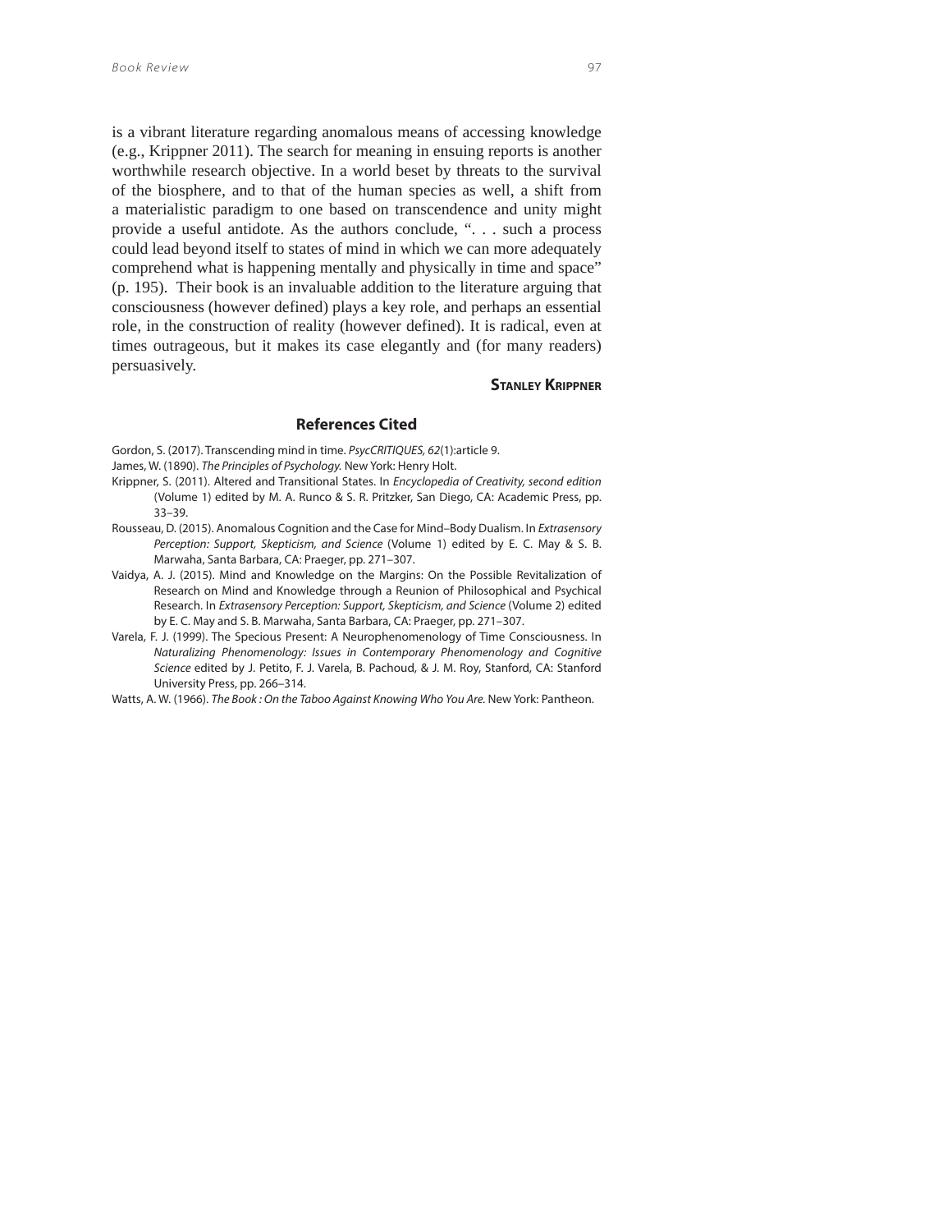is a vibrant literature regarding anomalous means of accessing knowledge (e.g., Krippner 2011). The search for meaning in ensuing reports is another worthwhile research objective. In a world beset by threats to the survival of the biosphere, and to that of the human species as well, a shift from a materialistic paradigm to one based on transcendence and unity might provide a useful antidote. As the authors conclude, ". . . such a process could lead beyond itself to states of mind in which we can more adequately comprehend what is happening mentally and physically in time and space" (p. 195). Their book is an invaluable addition to the literature arguing that consciousness (however defined) plays a key role, and perhaps an essential role, in the construction of reality (however defined). It is radical, even at times outrageous, but it makes its case elegantly and (for many readers) persuasively.

**Stanley Krippner**

## References Cited

Gordon, S. (2017). Transcending mind in time. *PsycCRITIQUES, 62*(1):article 9.

James, W. (1890). *The Principles of Psychology.* New York: Henry Holt.

Krippner, S. (2011). Altered and Transitional States. In *Encyclopedia of Creativity, second edition* (Volume 1) edited by M. A. Runco & S. R. Pritzker, San Diego, CA: Academic Press, pp. 33–39.

Rousseau, D. (2015). Anomalous Cognition and the Case for Mind–Body Dualism. In *Extrasensory Perception: Support, Skepticism, and Science* (Volume 1) edited by E. C. May & S. B. Marwaha, Santa Barbara, CA: Praeger, pp. 271–307.

Vaidya, A. J. (2015). Mind and Knowledge on the Margins: On the Possible Revitalization of Research on Mind and Knowledge through a Reunion of Philosophical and Psychical Research. In *Extrasensory Perception: Support, Skepticism, and Science* (Volume 2) edited by E. C. May and S. B. Marwaha, Santa Barbara, CA: Praeger, pp. 271–307.

Varela, F. J. (1999). The Specious Present: A Neurophenomenology of Time Consciousness. In *Naturalizing Phenomenology: Issues in Contemporary Phenomenology and Cognitive Science* edited by J. Petito, F. J. Varela, B. Pachoud, & J. M. Roy, Stanford, CA: Stanford University Press, pp. 266–314.

Watts, A. W. (1966). *The Book : On the Taboo Against Knowing Who You Are.* New York: Pantheon.